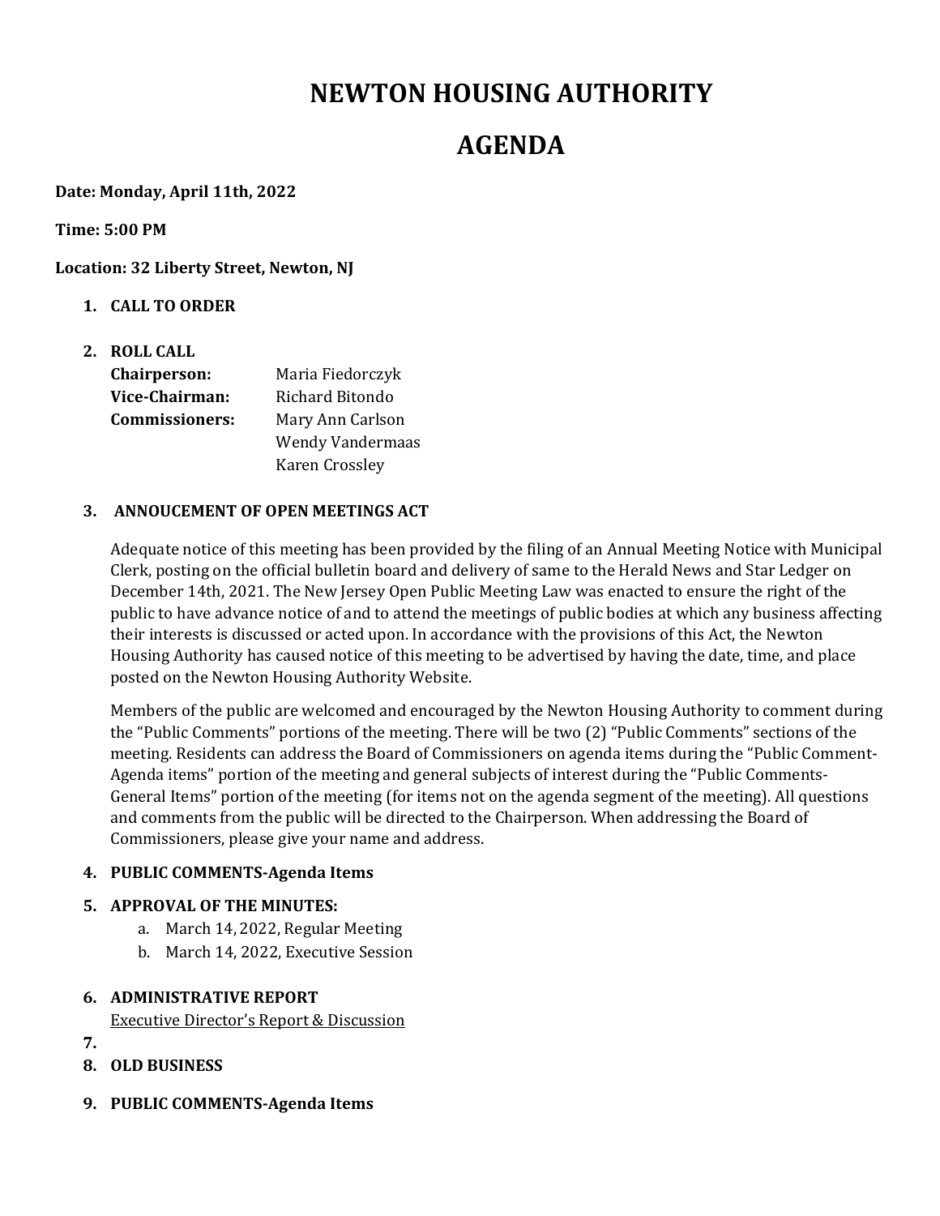# NEWTON HOUSING AUTHORITY

# AGENDA

**Date: Monday, April 11th, 2022**

**Time: 5:00 PM**

**Location: 32 Liberty Street, Newton, NJ**

1. **CALL TO ORDER**

2. **ROLL CALL**

| | |
|---|---|
| **Chairperson:** | Maria Fiedorczyk |
| **Vice-Chairman:** | Richard Bitondo |
| **Commissioners:** | Mary Ann Carlson |
| | Wendy Vandermaas |
| | Karen Crossley |

3. **ANNOUCEMENT OF OPEN MEETINGS ACT**

   Adequate notice of this meeting has been provided by the filing of an Annual Meeting Notice with Municipal Clerk, posting on the official bulletin board and delivery of same to the Herald News and Star Ledger on December 14th, 2021. The New Jersey Open Public Meeting Law was enacted to ensure the right of the public to have advance notice of and to attend the meetings of public bodies at which any business affecting their interests is discussed or acted upon. In accordance with the provisions of this Act, the Newton Housing Authority has caused notice of this meeting to be advertised by having the date, time, and place posted on the Newton Housing Authority Website.

   Members of the public are welcomed and encouraged by the Newton Housing Authority to comment during the "Public Comments" portions of the meeting. There will be two (2) "Public Comments" sections of the meeting. Residents can address the Board of Commissioners on agenda items during the "Public Comment-Agenda items" portion of the meeting and general subjects of interest during the "Public Comments-General Items" portion of the meeting (for items not on the agenda segment of the meeting). All questions and comments from the public will be directed to the Chairperson. When addressing the Board of Commissioners, please give your name and address.

4. **PUBLIC COMMENTS-Agenda Items**

5. **APPROVAL OF THE MINUTES:**
   a. March 14, 2022, Regular Meeting
   b. March 14, 2022, Executive Session

6. **ADMINISTRATIVE REPORT**
   <u>Executive Director's Report & Discussion</u>

7. 

8. **OLD BUSINESS**

9. **PUBLIC COMMENTS-Agenda Items**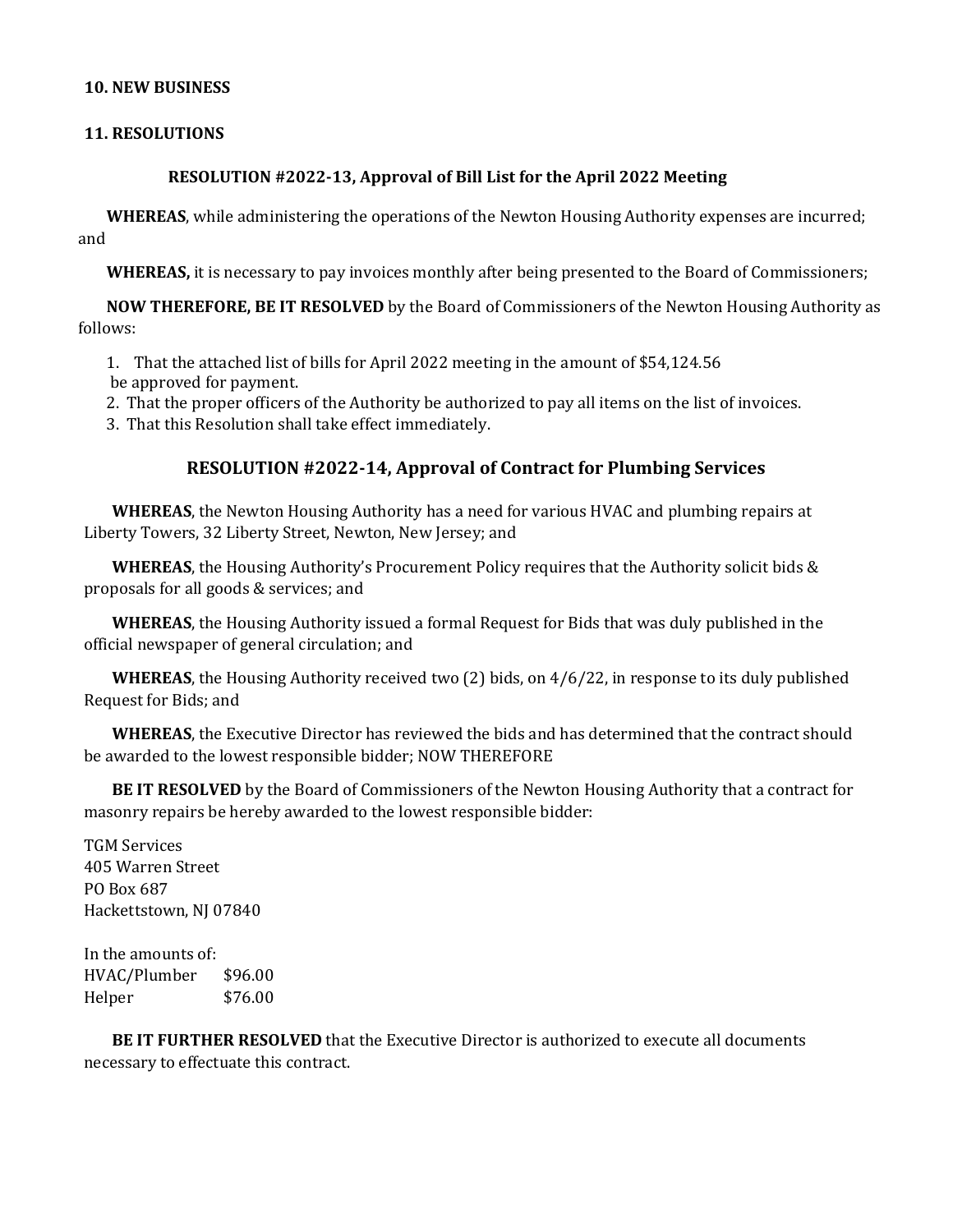**10. NEW BUSINESS**

**11. RESOLUTIONS**

### RESOLUTION #2022-13, Approval of Bill List for the April 2022 Meeting

**WHEREAS**, while administering the operations of the Newton Housing Authority expenses are incurred; and

**WHEREAS,** it is necessary to pay invoices monthly after being presented to the Board of Commissioners;

**NOW THEREFORE, BE IT RESOLVED** by the Board of Commissioners of the Newton Housing Authority as follows:

1. That the attached list of bills for April 2022 meeting in the amount of $54,124.56 be approved for payment.
2. That the proper officers of the Authority be authorized to pay all items on the list of invoices.
3. That this Resolution shall take effect immediately.

### RESOLUTION #2022-14, Approval of Contract for Plumbing Services

**WHEREAS**, the Newton Housing Authority has a need for various HVAC and plumbing repairs at Liberty Towers, 32 Liberty Street, Newton, New Jersey; and

**WHEREAS**, the Housing Authority's Procurement Policy requires that the Authority solicit bids & proposals for all goods & services; and

**WHEREAS**, the Housing Authority issued a formal Request for Bids that was duly published in the official newspaper of general circulation; and

**WHEREAS**, the Housing Authority received two (2) bids, on 4/6/22, in response to its duly published Request for Bids; and

**WHEREAS**, the Executive Director has reviewed the bids and has determined that the contract should be awarded to the lowest responsible bidder; NOW THEREFORE

**BE IT RESOLVED** by the Board of Commissioners of the Newton Housing Authority that a contract for masonry repairs be hereby awarded to the lowest responsible bidder:

TGM Services
405 Warren Street
PO Box 687
Hackettstown, NJ 07840

In the amounts of:

| | |
|---|---|
| HVAC/Plumber | $96.00 |
| Helper | $76.00 |

**BE IT FURTHER RESOLVED** that the Executive Director is authorized to execute all documents necessary to effectuate this contract.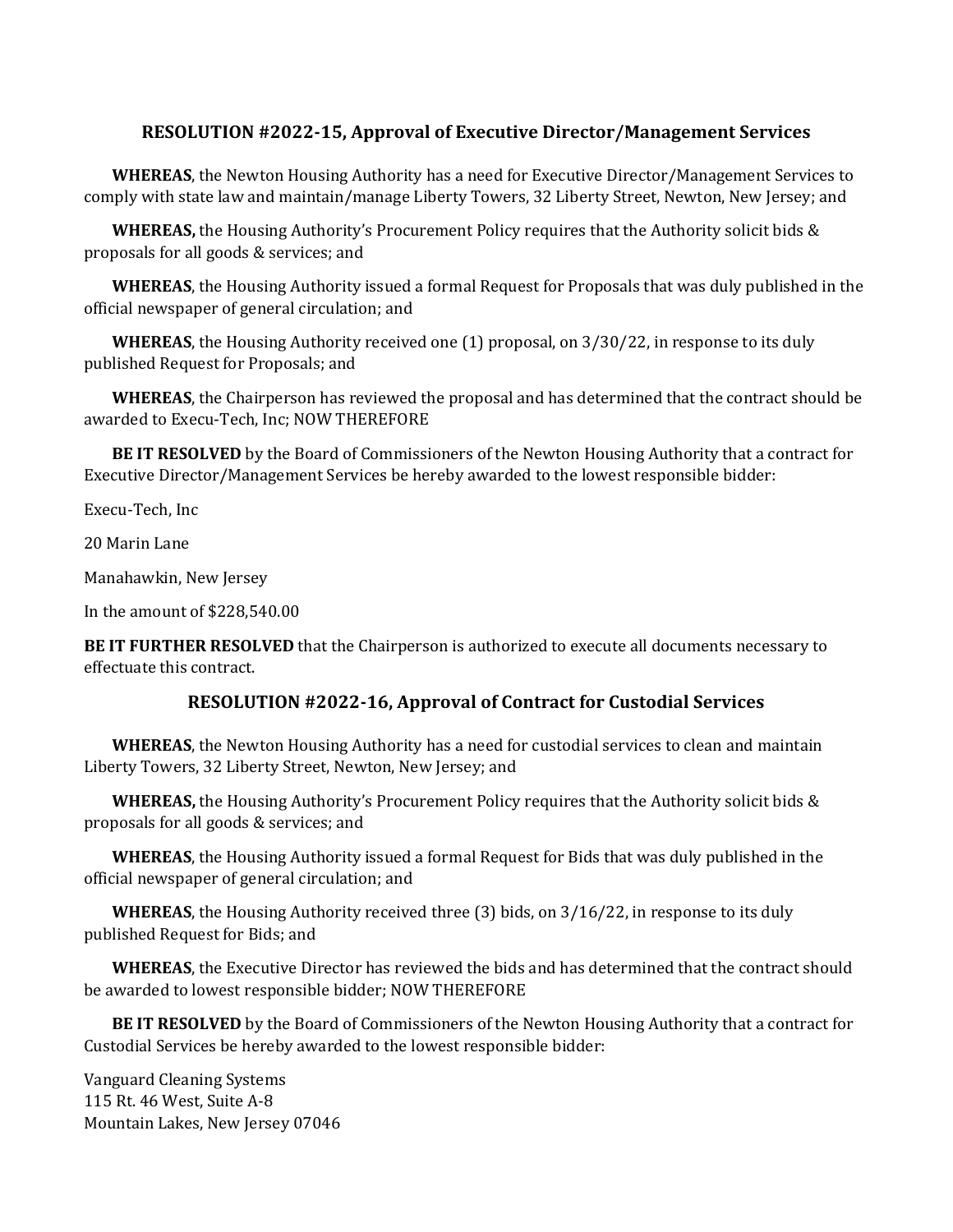## RESOLUTION #2022-15, Approval of Executive Director/Management Services

**WHEREAS**, the Newton Housing Authority has a need for Executive Director/Management Services to comply with state law and maintain/manage Liberty Towers, 32 Liberty Street, Newton, New Jersey; and

**WHEREAS,** the Housing Authority's Procurement Policy requires that the Authority solicit bids & proposals for all goods & services; and

**WHEREAS**, the Housing Authority issued a formal Request for Proposals that was duly published in the official newspaper of general circulation; and

**WHEREAS**, the Housing Authority received one (1) proposal, on 3/30/22, in response to its duly published Request for Proposals; and

**WHEREAS**, the Chairperson has reviewed the proposal and has determined that the contract should be awarded to Execu-Tech, Inc; NOW THEREFORE

**BE IT RESOLVED** by the Board of Commissioners of the Newton Housing Authority that a contract for Executive Director/Management Services be hereby awarded to the lowest responsible bidder:

Execu-Tech, Inc

20 Marin Lane

Manahawkin, New Jersey

In the amount of $228,540.00

**BE IT FURTHER RESOLVED** that the Chairperson is authorized to execute all documents necessary to effectuate this contract.

## RESOLUTION #2022-16, Approval of Contract for Custodial Services

**WHEREAS**, the Newton Housing Authority has a need for custodial services to clean and maintain Liberty Towers, 32 Liberty Street, Newton, New Jersey; and

**WHEREAS,** the Housing Authority's Procurement Policy requires that the Authority solicit bids & proposals for all goods & services; and

**WHEREAS**, the Housing Authority issued a formal Request for Bids that was duly published in the official newspaper of general circulation; and

**WHEREAS**, the Housing Authority received three (3) bids, on 3/16/22, in response to its duly published Request for Bids; and

**WHEREAS**, the Executive Director has reviewed the bids and has determined that the contract should be awarded to lowest responsible bidder; NOW THEREFORE

**BE IT RESOLVED** by the Board of Commissioners of the Newton Housing Authority that a contract for Custodial Services be hereby awarded to the lowest responsible bidder:

Vanguard Cleaning Systems
115 Rt. 46 West, Suite A-8
Mountain Lakes, New Jersey 07046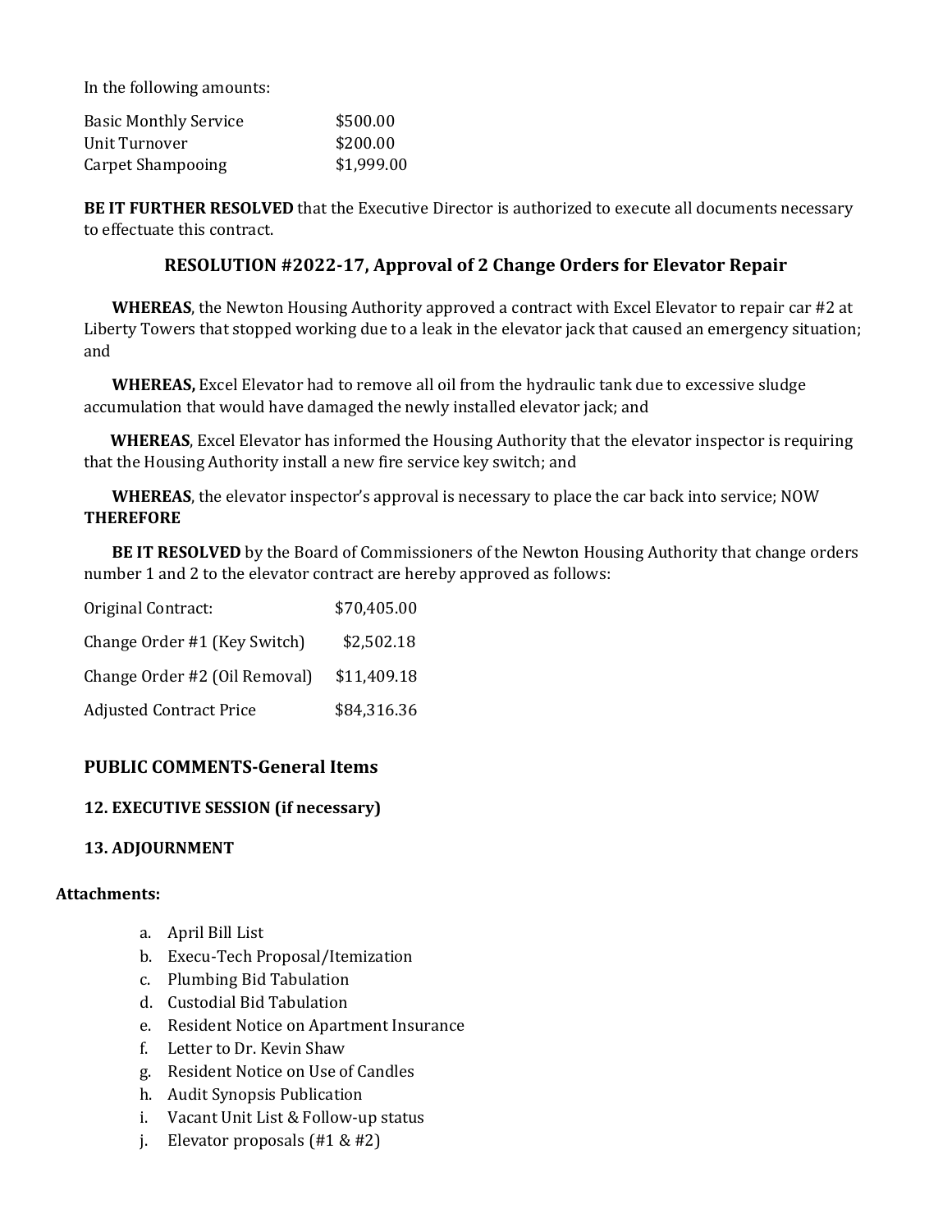In the following amounts:

| | |
|---|---|
| Basic Monthly Service | $500.00 |
| Unit Turnover | $200.00 |
| Carpet Shampooing | $1,999.00 |

**BE IT FURTHER RESOLVED** that the Executive Director is authorized to execute all documents necessary to effectuate this contract.

### RESOLUTION #2022-17, Approval of 2 Change Orders for Elevator Repair

**WHEREAS**, the Newton Housing Authority approved a contract with Excel Elevator to repair car #2 at Liberty Towers that stopped working due to a leak in the elevator jack that caused an emergency situation; and

**WHEREAS,** Excel Elevator had to remove all oil from the hydraulic tank due to excessive sludge accumulation that would have damaged the newly installed elevator jack; and

**WHEREAS**, Excel Elevator has informed the Housing Authority that the elevator inspector is requiring that the Housing Authority install a new fire service key switch; and

**WHEREAS**, the elevator inspector's approval is necessary to place the car back into service; NOW **THEREFORE**

**BE IT RESOLVED** by the Board of Commissioners of the Newton Housing Authority that change orders number 1 and 2 to the elevator contract are hereby approved as follows:

| | |
|---|---|
| Original Contract: | $70,405.00 |
| Change Order #1 (Key Switch) | $2,502.18 |
| Change Order #2 (Oil Removal) | $11,409.18 |
| Adjusted Contract Price | $84,316.36 |

### PUBLIC COMMENTS-General Items

**12. EXECUTIVE SESSION (if necessary)**

**13. ADJOURNMENT**

**Attachments:**

a. April Bill List
b. Execu-Tech Proposal/Itemization
c. Plumbing Bid Tabulation
d. Custodial Bid Tabulation
e. Resident Notice on Apartment Insurance
f. Letter to Dr. Kevin Shaw
g. Resident Notice on Use of Candles
h. Audit Synopsis Publication
i. Vacant Unit List & Follow-up status
j. Elevator proposals (#1 & #2)